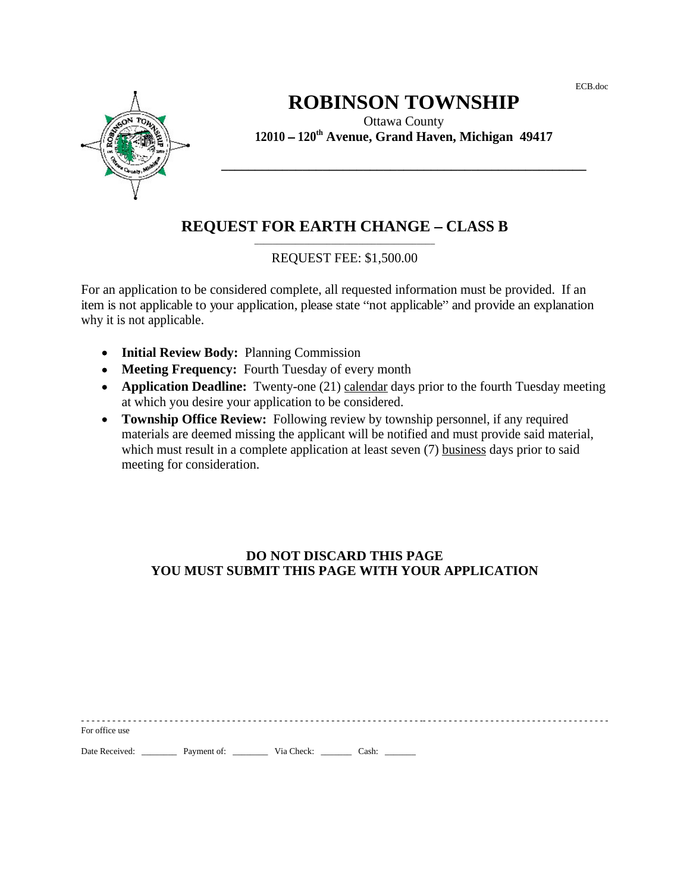ECB.doc

# ROBINSON TOWNSHIP

Ottawa County

**12010 – 120th Avenue, Grand Haven, Michigan 49417**

## REQUEST FOR EARTH CHANGE – CLASS B

REQUEST FEE: $1,500.00

For an application to be considered complete, all requested information must be provided. If an item is not applicable to your application, please state "not applicable" and provide an explanation why it is not applicable.

- **Initial Review Body:** Planning Commission
- **Meeting Frequency:** Fourth Tuesday of every month
- **Application Deadline:** Twenty-one (21) calendar days prior to the fourth Tuesday meeting at which you desire your application to be considered.
- **Township Office Review:** Following review by township personnel, if any required materials are deemed missing the applicant will be notified and must provide said material, which must result in a complete application at least seven (7) business days prior to said meeting for consideration.

**DO NOT DISCARD THIS PAGE**
**YOU MUST SUBMIT THIS PAGE WITH YOUR APPLICATION**

---

For office use

Date Received: ________ Payment of: ________ Via Check: _______ Cash: _______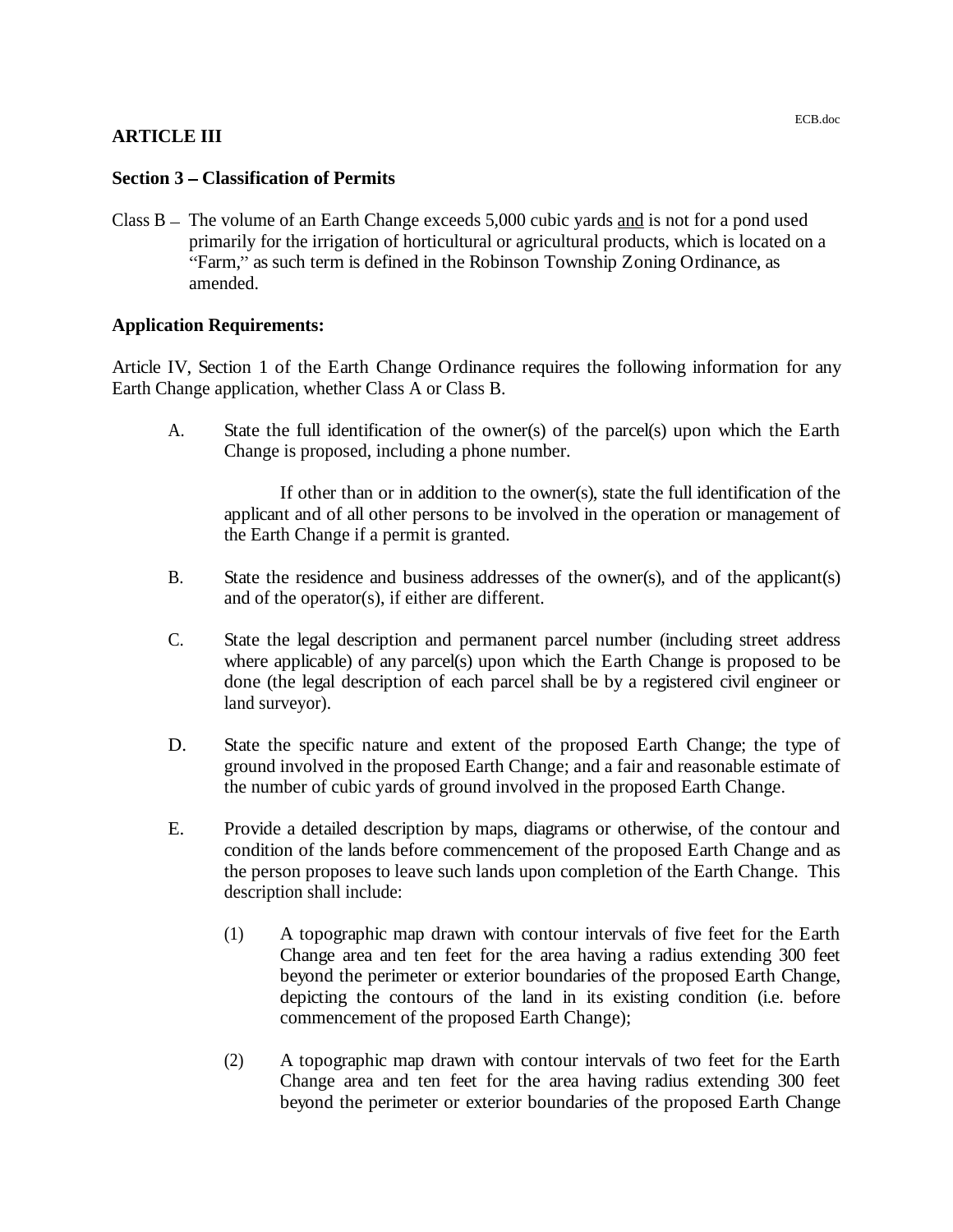## ARTICLE III

### Section 3 – Classification of Permits

Class B – The volume of an Earth Change exceeds 5,000 cubic yards and is not for a pond used primarily for the irrigation of horticultural or agricultural products, which is located on a "Farm," as such term is defined in the Robinson Township Zoning Ordinance, as amended.

### Application Requirements:

Article IV, Section 1 of the Earth Change Ordinance requires the following information for any Earth Change application, whether Class A or Class B.

A. State the full identification of the owner(s) of the parcel(s) upon which the Earth Change is proposed, including a phone number.

   If other than or in addition to the owner(s), state the full identification of the applicant and of all other persons to be involved in the operation or management of the Earth Change if a permit is granted.

B. State the residence and business addresses of the owner(s), and of the applicant(s) and of the operator(s), if either are different.

C. State the legal description and permanent parcel number (including street address where applicable) of any parcel(s) upon which the Earth Change is proposed to be done (the legal description of each parcel shall be by a registered civil engineer or land surveyor).

D. State the specific nature and extent of the proposed Earth Change; the type of ground involved in the proposed Earth Change; and a fair and reasonable estimate of the number of cubic yards of ground involved in the proposed Earth Change.

E. Provide a detailed description by maps, diagrams or otherwise, of the contour and condition of the lands before commencement of the proposed Earth Change and as the person proposes to leave such lands upon completion of the Earth Change. This description shall include:

   (1) A topographic map drawn with contour intervals of five feet for the Earth Change area and ten feet for the area having a radius extending 300 feet beyond the perimeter or exterior boundaries of the proposed Earth Change, depicting the contours of the land in its existing condition (i.e. before commencement of the proposed Earth Change);

   (2) A topographic map drawn with contour intervals of two feet for the Earth Change area and ten feet for the area having radius extending 300 feet beyond the perimeter or exterior boundaries of the proposed Earth Change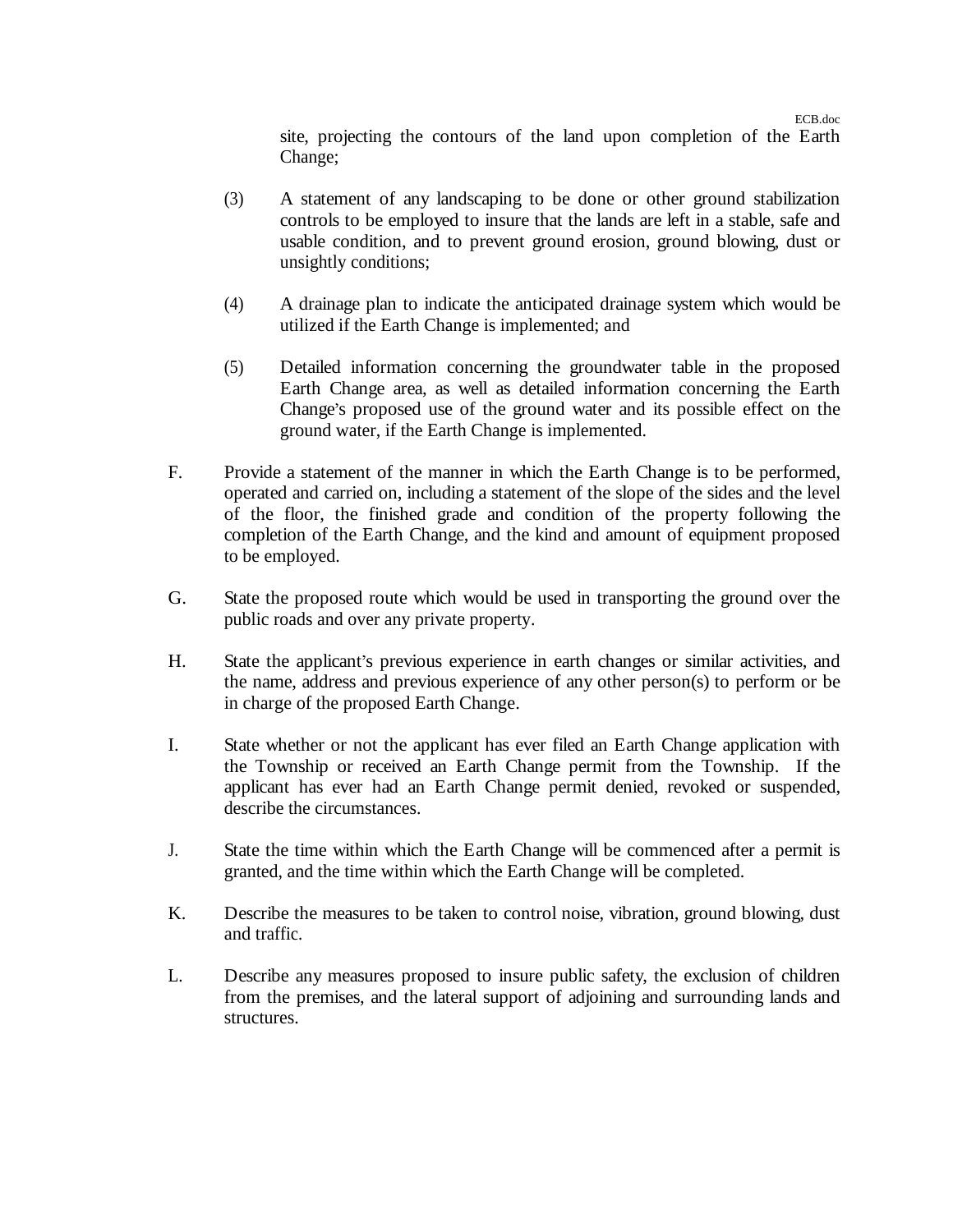site, projecting the contours of the land upon completion of the Earth Change;

(3) A statement of any landscaping to be done or other ground stabilization controls to be employed to insure that the lands are left in a stable, safe and usable condition, and to prevent ground erosion, ground blowing, dust or unsightly conditions;

(4) A drainage plan to indicate the anticipated drainage system which would be utilized if the Earth Change is implemented; and

(5) Detailed information concerning the groundwater table in the proposed Earth Change area, as well as detailed information concerning the Earth Change's proposed use of the ground water and its possible effect on the ground water, if the Earth Change is implemented.

F. Provide a statement of the manner in which the Earth Change is to be performed, operated and carried on, including a statement of the slope of the sides and the level of the floor, the finished grade and condition of the property following the completion of the Earth Change, and the kind and amount of equipment proposed to be employed.

G. State the proposed route which would be used in transporting the ground over the public roads and over any private property.

H. State the applicant's previous experience in earth changes or similar activities, and the name, address and previous experience of any other person(s) to perform or be in charge of the proposed Earth Change.

I. State whether or not the applicant has ever filed an Earth Change application with the Township or received an Earth Change permit from the Township. If the applicant has ever had an Earth Change permit denied, revoked or suspended, describe the circumstances.

J. State the time within which the Earth Change will be commenced after a permit is granted, and the time within which the Earth Change will be completed.

K. Describe the measures to be taken to control noise, vibration, ground blowing, dust and traffic.

L. Describe any measures proposed to insure public safety, the exclusion of children from the premises, and the lateral support of adjoining and surrounding lands and structures.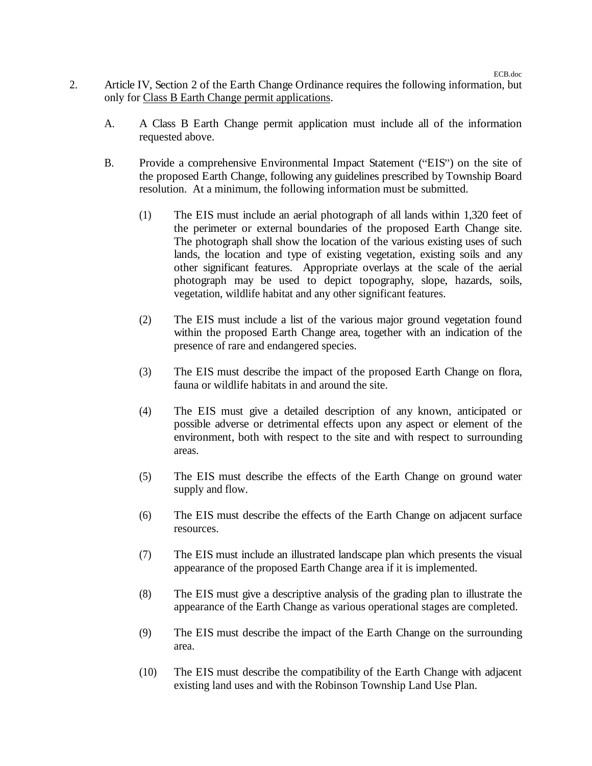2. Article IV, Section 2 of the Earth Change Ordinance requires the following information, but only for <u>Class B Earth Change permit applications</u>.

   A. A Class B Earth Change permit application must include all of the information requested above.

   B. Provide a comprehensive Environmental Impact Statement ("EIS") on the site of the proposed Earth Change, following any guidelines prescribed by Township Board resolution. At a minimum, the following information must be submitted.

      (1) The EIS must include an aerial photograph of all lands within 1,320 feet of the perimeter or external boundaries of the proposed Earth Change site. The photograph shall show the location of the various existing uses of such lands, the location and type of existing vegetation, existing soils and any other significant features. Appropriate overlays at the scale of the aerial photograph may be used to depict topography, slope, hazards, soils, vegetation, wildlife habitat and any other significant features.

      (2) The EIS must include a list of the various major ground vegetation found within the proposed Earth Change area, together with an indication of the presence of rare and endangered species.

      (3) The EIS must describe the impact of the proposed Earth Change on flora, fauna or wildlife habitats in and around the site.

      (4) The EIS must give a detailed description of any known, anticipated or possible adverse or detrimental effects upon any aspect or element of the environment, both with respect to the site and with respect to surrounding areas.

      (5) The EIS must describe the effects of the Earth Change on ground water supply and flow.

      (6) The EIS must describe the effects of the Earth Change on adjacent surface resources.

      (7) The EIS must include an illustrated landscape plan which presents the visual appearance of the proposed Earth Change area if it is implemented.

      (8) The EIS must give a descriptive analysis of the grading plan to illustrate the appearance of the Earth Change as various operational stages are completed.

      (9) The EIS must describe the impact of the Earth Change on the surrounding area.

      (10) The EIS must describe the compatibility of the Earth Change with adjacent existing land uses and with the Robinson Township Land Use Plan.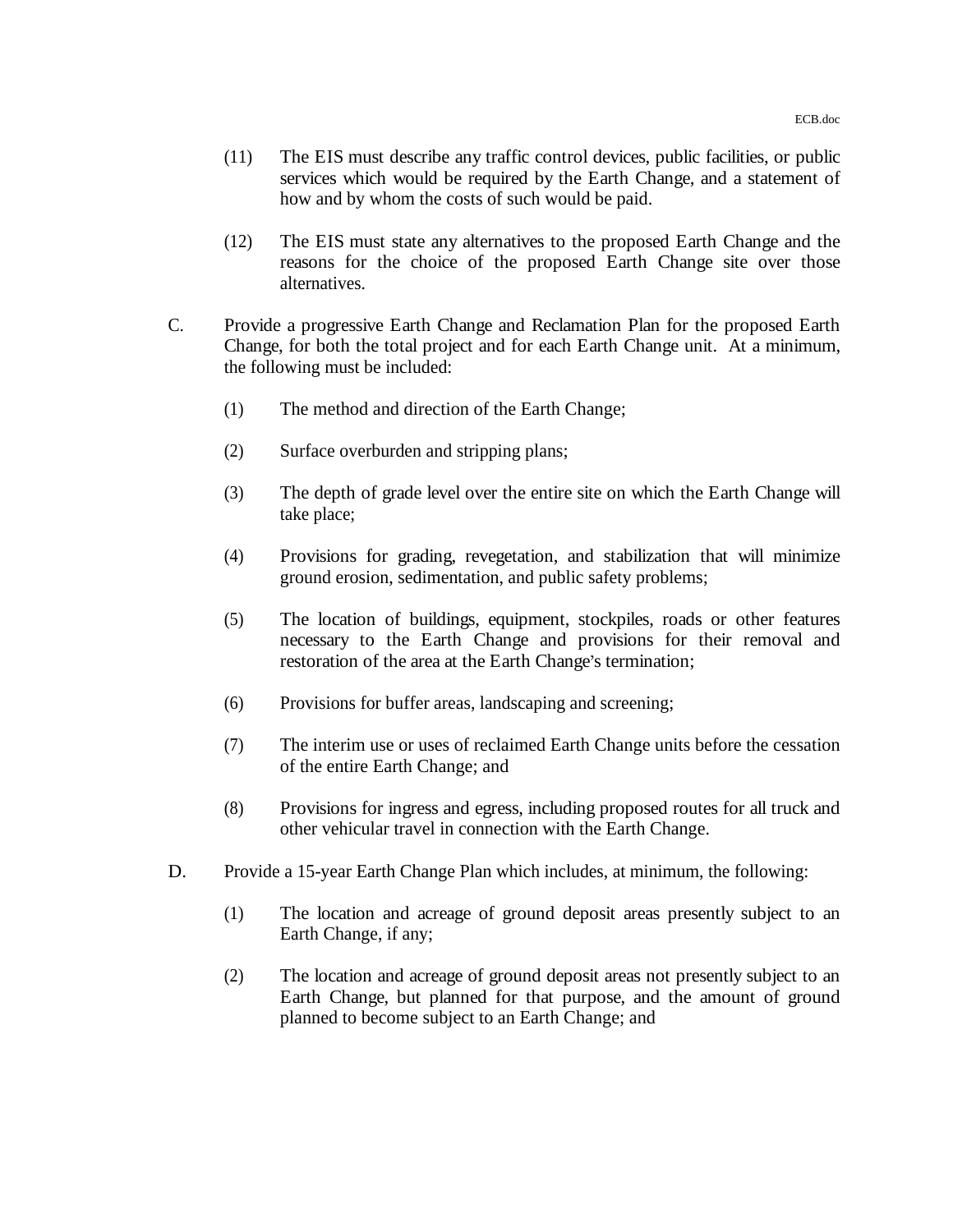(11) The EIS must describe any traffic control devices, public facilities, or public services which would be required by the Earth Change, and a statement of how and by whom the costs of such would be paid.

(12) The EIS must state any alternatives to the proposed Earth Change and the reasons for the choice of the proposed Earth Change site over those alternatives.

C. Provide a progressive Earth Change and Reclamation Plan for the proposed Earth Change, for both the total project and for each Earth Change unit. At a minimum, the following must be included:

(1) The method and direction of the Earth Change;

(2) Surface overburden and stripping plans;

(3) The depth of grade level over the entire site on which the Earth Change will take place;

(4) Provisions for grading, revegetation, and stabilization that will minimize ground erosion, sedimentation, and public safety problems;

(5) The location of buildings, equipment, stockpiles, roads or other features necessary to the Earth Change and provisions for their removal and restoration of the area at the Earth Change's termination;

(6) Provisions for buffer areas, landscaping and screening;

(7) The interim use or uses of reclaimed Earth Change units before the cessation of the entire Earth Change; and

(8) Provisions for ingress and egress, including proposed routes for all truck and other vehicular travel in connection with the Earth Change.

D. Provide a 15-year Earth Change Plan which includes, at minimum, the following:

(1) The location and acreage of ground deposit areas presently subject to an Earth Change, if any;

(2) The location and acreage of ground deposit areas not presently subject to an Earth Change, but planned for that purpose, and the amount of ground planned to become subject to an Earth Change; and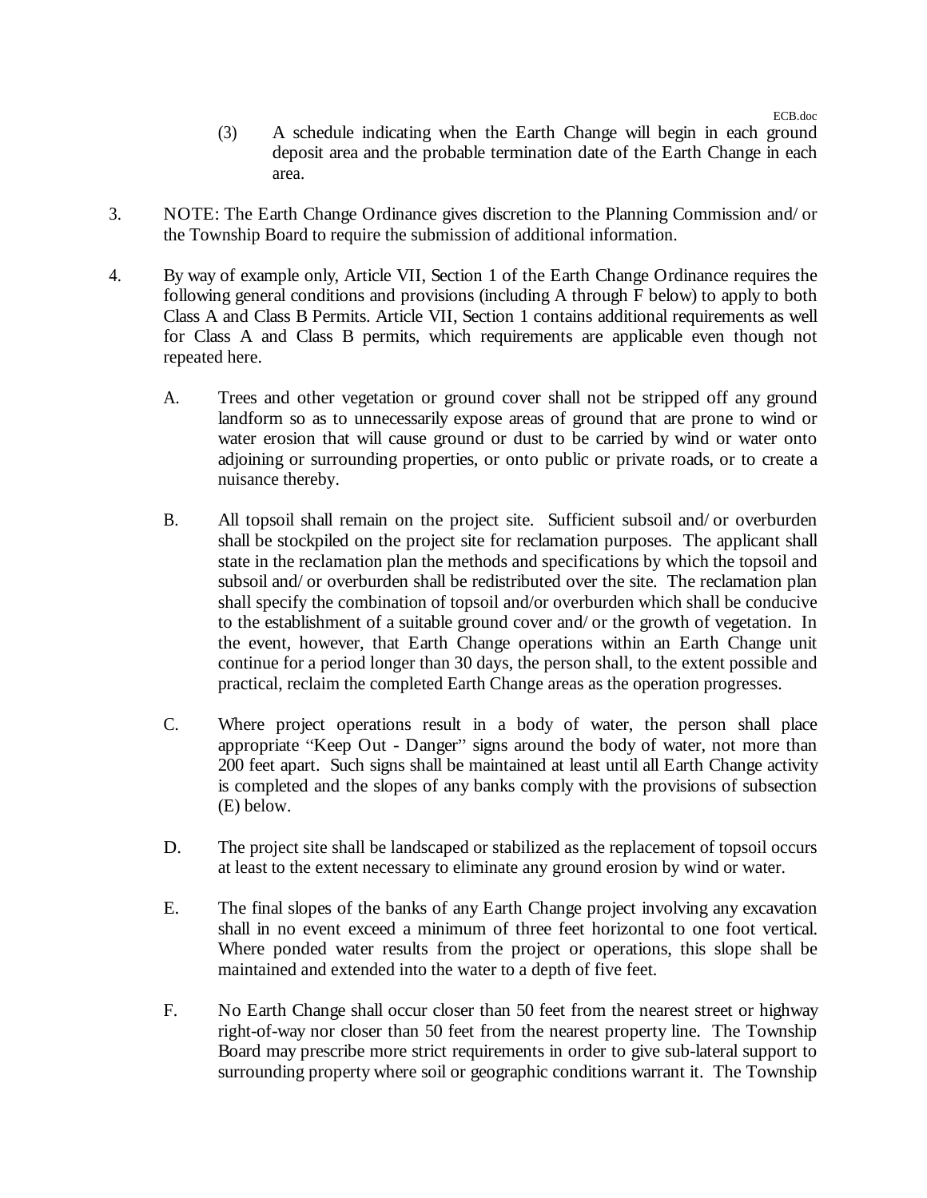(3) A schedule indicating when the Earth Change will begin in each ground deposit area and the probable termination date of the Earth Change in each area.

3. NOTE: The Earth Change Ordinance gives discretion to the Planning Commission and/ or the Township Board to require the submission of additional information.

4. By way of example only, Article VII, Section 1 of the Earth Change Ordinance requires the following general conditions and provisions (including A through F below) to apply to both Class A and Class B Permits. Article VII, Section 1 contains additional requirements as well for Class A and Class B permits, which requirements are applicable even though not repeated here.

   A. Trees and other vegetation or ground cover shall not be stripped off any ground landform so as to unnecessarily expose areas of ground that are prone to wind or water erosion that will cause ground or dust to be carried by wind or water onto adjoining or surrounding properties, or onto public or private roads, or to create a nuisance thereby.

   B. All topsoil shall remain on the project site. Sufficient subsoil and/ or overburden shall be stockpiled on the project site for reclamation purposes. The applicant shall state in the reclamation plan the methods and specifications by which the topsoil and subsoil and/ or overburden shall be redistributed over the site. The reclamation plan shall specify the combination of topsoil and/or overburden which shall be conducive to the establishment of a suitable ground cover and/ or the growth of vegetation. In the event, however, that Earth Change operations within an Earth Change unit continue for a period longer than 30 days, the person shall, to the extent possible and practical, reclaim the completed Earth Change areas as the operation progresses.

   C. Where project operations result in a body of water, the person shall place appropriate "Keep Out - Danger" signs around the body of water, not more than 200 feet apart. Such signs shall be maintained at least until all Earth Change activity is completed and the slopes of any banks comply with the provisions of subsection (E) below.

   D. The project site shall be landscaped or stabilized as the replacement of topsoil occurs at least to the extent necessary to eliminate any ground erosion by wind or water.

   E. The final slopes of the banks of any Earth Change project involving any excavation shall in no event exceed a minimum of three feet horizontal to one foot vertical. Where ponded water results from the project or operations, this slope shall be maintained and extended into the water to a depth of five feet.

   F. No Earth Change shall occur closer than 50 feet from the nearest street or highway right-of-way nor closer than 50 feet from the nearest property line. The Township Board may prescribe more strict requirements in order to give sub-lateral support to surrounding property where soil or geographic conditions warrant it. The Township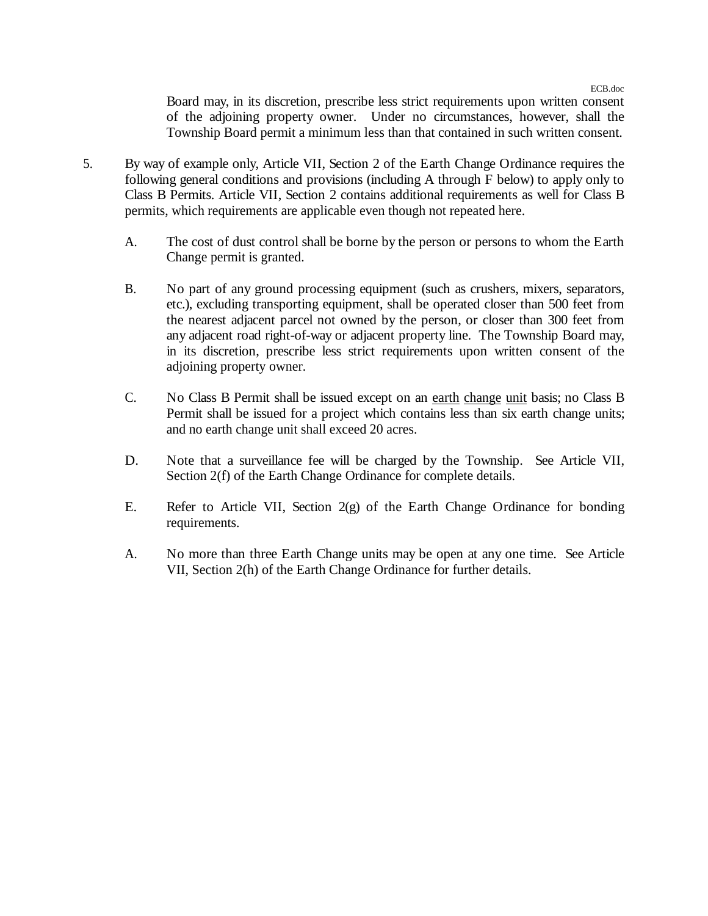Board may, in its discretion, prescribe less strict requirements upon written consent of the adjoining property owner. Under no circumstances, however, shall the Township Board permit a minimum less than that contained in such written consent.

5. By way of example only, Article VII, Section 2 of the Earth Change Ordinance requires the following general conditions and provisions (including A through F below) to apply only to Class B Permits. Article VII, Section 2 contains additional requirements as well for Class B permits, which requirements are applicable even though not repeated here.

   A. The cost of dust control shall be borne by the person or persons to whom the Earth Change permit is granted.

   B. No part of any ground processing equipment (such as crushers, mixers, separators, etc.), excluding transporting equipment, shall be operated closer than 500 feet from the nearest adjacent parcel not owned by the person, or closer than 300 feet from any adjacent road right-of-way or adjacent property line. The Township Board may, in its discretion, prescribe less strict requirements upon written consent of the adjoining property owner.

   C. No Class B Permit shall be issued except on an <u>earth</u> <u>change</u> <u>unit</u> basis; no Class B Permit shall be issued for a project which contains less than six earth change units; and no earth change unit shall exceed 20 acres.

   D. Note that a surveillance fee will be charged by the Township. See Article VII, Section 2(f) of the Earth Change Ordinance for complete details.

   E. Refer to Article VII, Section 2(g) of the Earth Change Ordinance for bonding requirements.

   A. No more than three Earth Change units may be open at any one time. See Article VII, Section 2(h) of the Earth Change Ordinance for further details.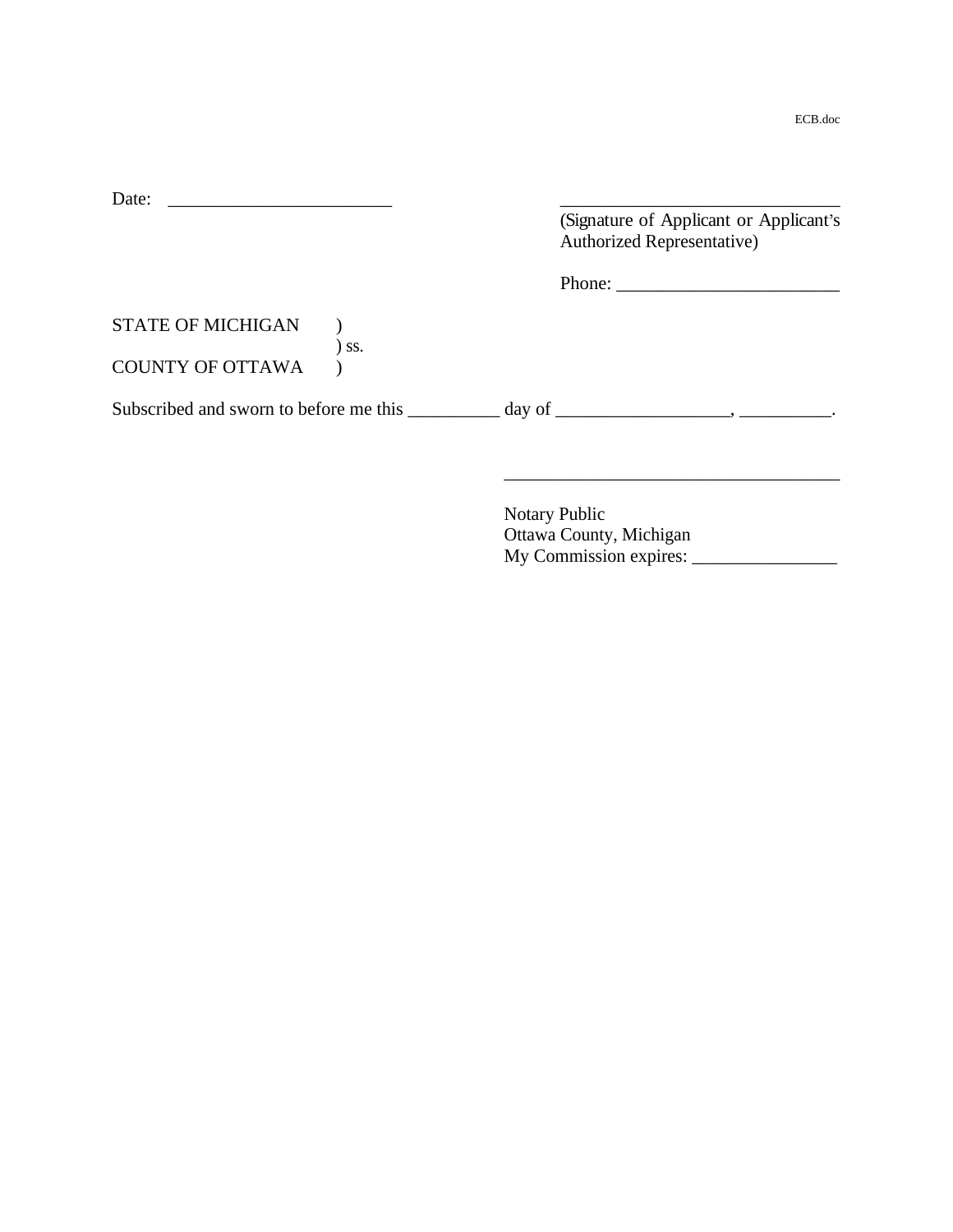Date: ________________________

_______________________________
(Signature of Applicant or Applicant's Authorized Representative)

Phone: ________________________

STATE OF MICHIGAN )
) ss.
COUNTY OF OTTAWA )

Subscribed and sworn to before me this __________ day of __________________, __________.

___________________________________

Notary Public
Ottawa County, Michigan
My Commission expires: ________________